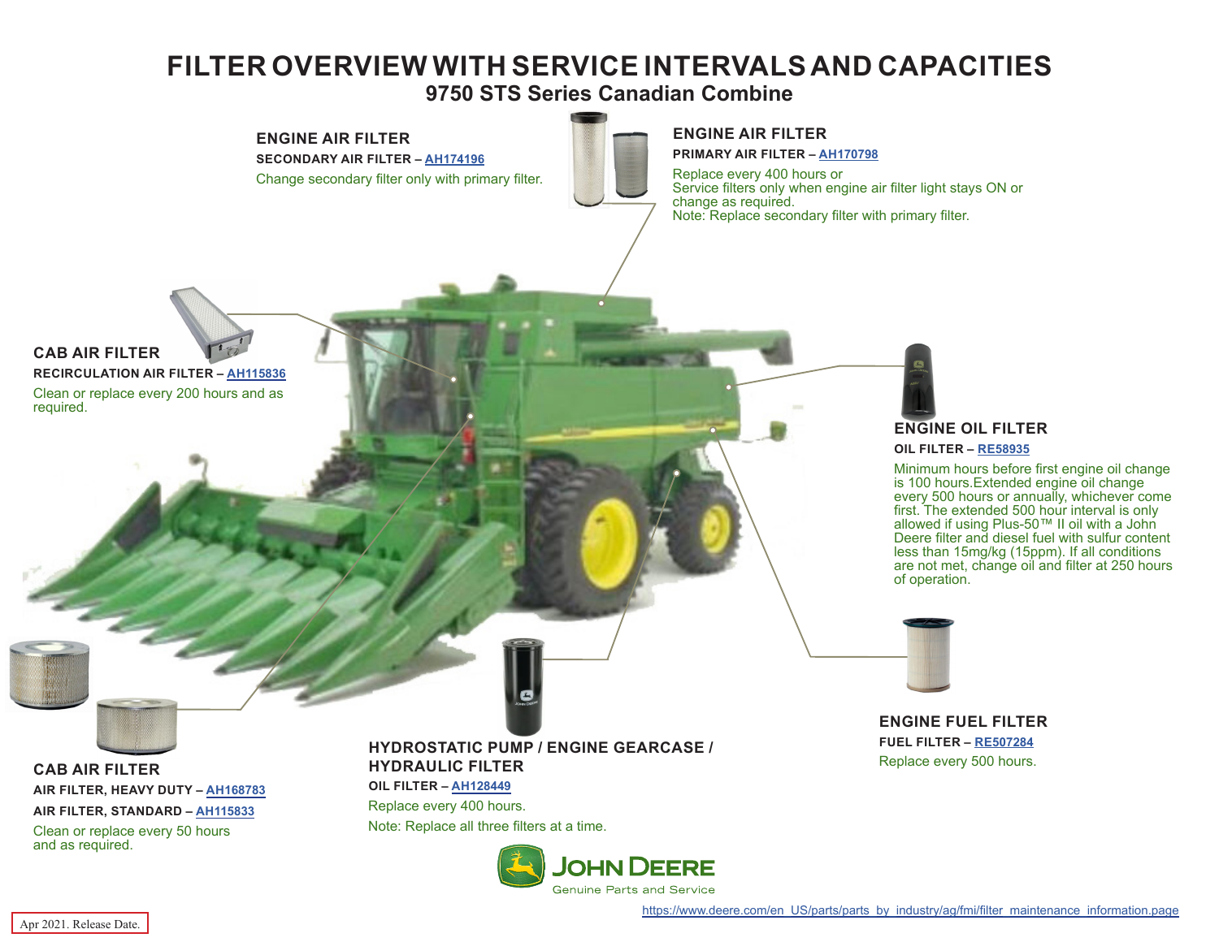# FILTER OVERVIEW WITH SERVICE INTERVALS AND CAPACITIES

## 9750 STS Series Canadian Combine

### ENGINE AIR FILTER

**SECONDARY AIR FILTER – AH174196**

Change secondary filter only with primary filter.

### ENGINE AIR FILTER

**PRIMARY AIR FILTER – AH170798**

Replace every 400 hours or
Service filters only when engine air filter light stays ON or change as required.
Note: Replace secondary filter with primary filter.

### CAB AIR FILTER

**RECIRCULATION AIR FILTER – AH115836**

Clean or replace every 200 hours and as required.

### ENGINE OIL FILTER

**OIL FILTER – RE58935**

Minimum hours before first engine oil change is 100 hours.Extended engine oil change every 500 hours or annually, whichever come first. The extended 500 hour interval is only allowed if using Plus-50™ II oil with a John Deere filter and diesel fuel with sulfur content less than 15mg/kg (15ppm). If all conditions are not met, change oil and filter at 250 hours of operation.

### ENGINE FUEL FILTER

**FUEL FILTER – RE507284**

Replace every 500 hours.

### HYDROSTATIC PUMP / ENGINE GEARCASE / HYDRAULIC FILTER

**OIL FILTER – AH128449**

Replace every 400 hours.

Note: Replace all three filters at a time.

### CAB AIR FILTER

**AIR FILTER, HEAVY DUTY – AH168783**

**AIR FILTER, STANDARD – AH115833**

Clean or replace every 50 hours and as required.

JOHN DEERE
Genuine Parts and Service

https://www.deere.com/en_US/parts/parts_by_industry/ag/fmi/filter_maintenance_information.page

Apr 2021. Release Date.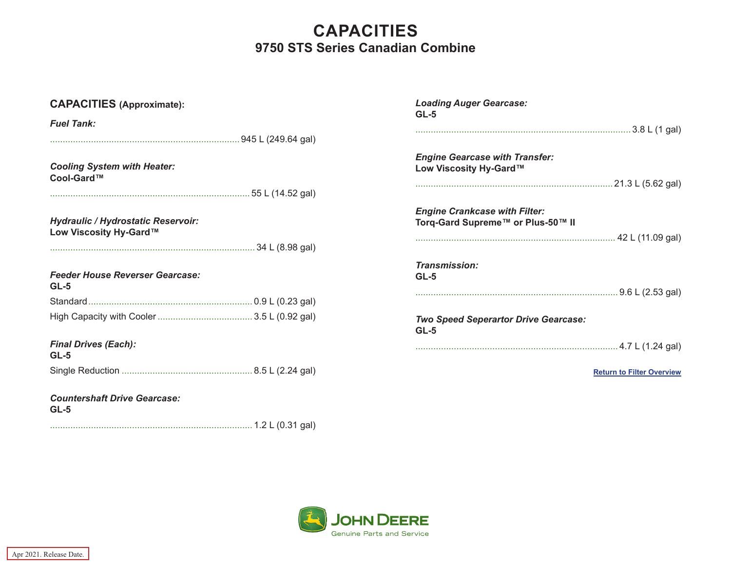# CAPACITIES

## 9750 STS Series Canadian Combine

### CAPACITIES (Approximate):

***Fuel Tank:***

.......................................................................... 945 L (249.64 gal)

***Cooling System with Heater:***
**Cool-Gard™**

.............................................................................. 55 L (14.52 gal)

***Hydraulic / Hydrostatic Reservoir:***
**Low Viscosity Hy-Gard™**

................................................................................ 34 L (8.98 gal)

***Feeder House Reverser Gearcase:***
**GL-5**

Standard ................................................................ 0.9 L (0.23 gal)

High Capacity with Cooler ..................................... 3.5 L (0.92 gal)

***Final Drives (Each):***
**GL-5**

Single Reduction ................................................... 8.5 L (2.24 gal)

***Countershaft Drive Gearcase:***
**GL-5**

............................................................................... 1.2 L (0.31 gal)

***Loading Auger Gearcase:***
**GL-5**

.................................................................................... 3.8 L (1 gal)

***Engine Gearcase with Transfer:***
**Low Viscosity Hy-Gard™**

............................................................................ 21.3 L (5.62 gal)

***Engine Crankcase with Filter:***
**Torq-Gard Supreme™ or Plus-50™ II**

.............................................................................. 42 L (11.09 gal)

***Transmission:***
**GL-5**

............................................................................... 9.6 L (2.53 gal)

***Two Speed Seperartor Drive Gearcase:***
**GL-5**

............................................................................... 4.7 L (1.24 gal)

Return to Filter Overview

JOHN DEERE
Genuine Parts and Service

Apr 2021. Release Date.